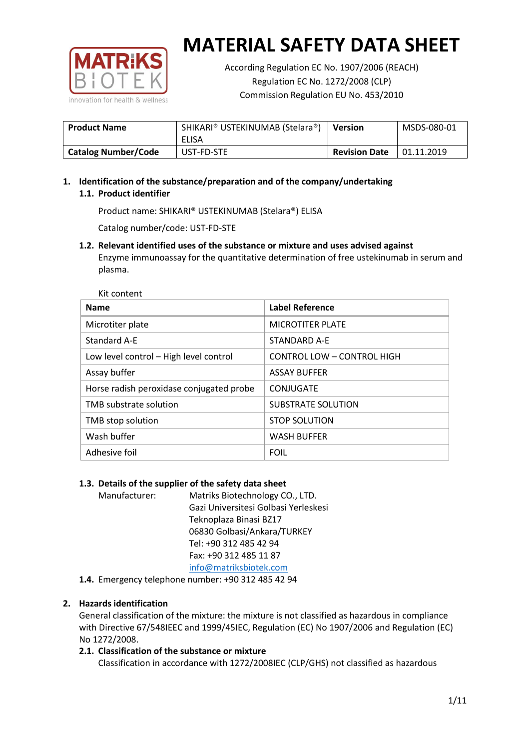# MATERIAL SAFETY DATA SHEET

According Regulation EC No. 1907/2006 (REACH)
Regulation EC No. 1272/2008 (CLP)
Commission Regulation EU No. 453/2010

| **Product Name** | SHIKARI® USTEKINUMAB (Stelara®) ELISA | **Version** | MSDS-080-01 |
|---|---|---|---|
| **Catalog Number/Code** | UST-FD-STE | **Revision Date** | 01.11.2019 |

## 1. Identification of the substance/preparation and of the company/undertaking

### 1.1. Product identifier

Product name: SHIKARI® USTEKINUMAB (Stelara®) ELISA

Catalog number/code: UST-FD-STE

### 1.2. Relevant identified uses of the substance or mixture and uses advised against

Enzyme immunoassay for the quantitative determination of free ustekinumab in serum and plasma.

Kit content

| Name | Label Reference |
|---|---|
| Microtiter plate | MICROTITER PLATE |
| Standard A-E | STANDARD A-E |
| Low level control – High level control | CONTROL LOW – CONTROL HIGH |
| Assay buffer | ASSAY BUFFER |
| Horse radish peroxidase conjugated probe | CONJUGATE |
| TMB substrate solution | SUBSTRATE SOLUTION |
| TMB stop solution | STOP SOLUTION |
| Wash buffer | WASH BUFFER |
| Adhesive foil | FOIL |

### 1.3. Details of the supplier of the safety data sheet

Manufacturer: Matriks Biotechnology CO., LTD.
Gazi Universitesi Golbasi Yerleskesi
Teknoplaza Binasi BZ17
06830 Golbasi/Ankara/TURKEY
Tel: +90 312 485 42 94
Fax: +90 312 485 11 87
info@matriksbiotek.com

### 1.4. Emergency telephone number: +90 312 485 42 94

## 2. Hazards identification

General classification of the mixture: the mixture is not classified as hazardous in compliance with Directive 67/548IEEC and 1999/45IEC, Regulation (EC) No 1907/2006 and Regulation (EC) No 1272/2008.

### 2.1. Classification of the substance or mixture

Classification in accordance with 1272/2008IEC (CLP/GHS) not classified as hazardous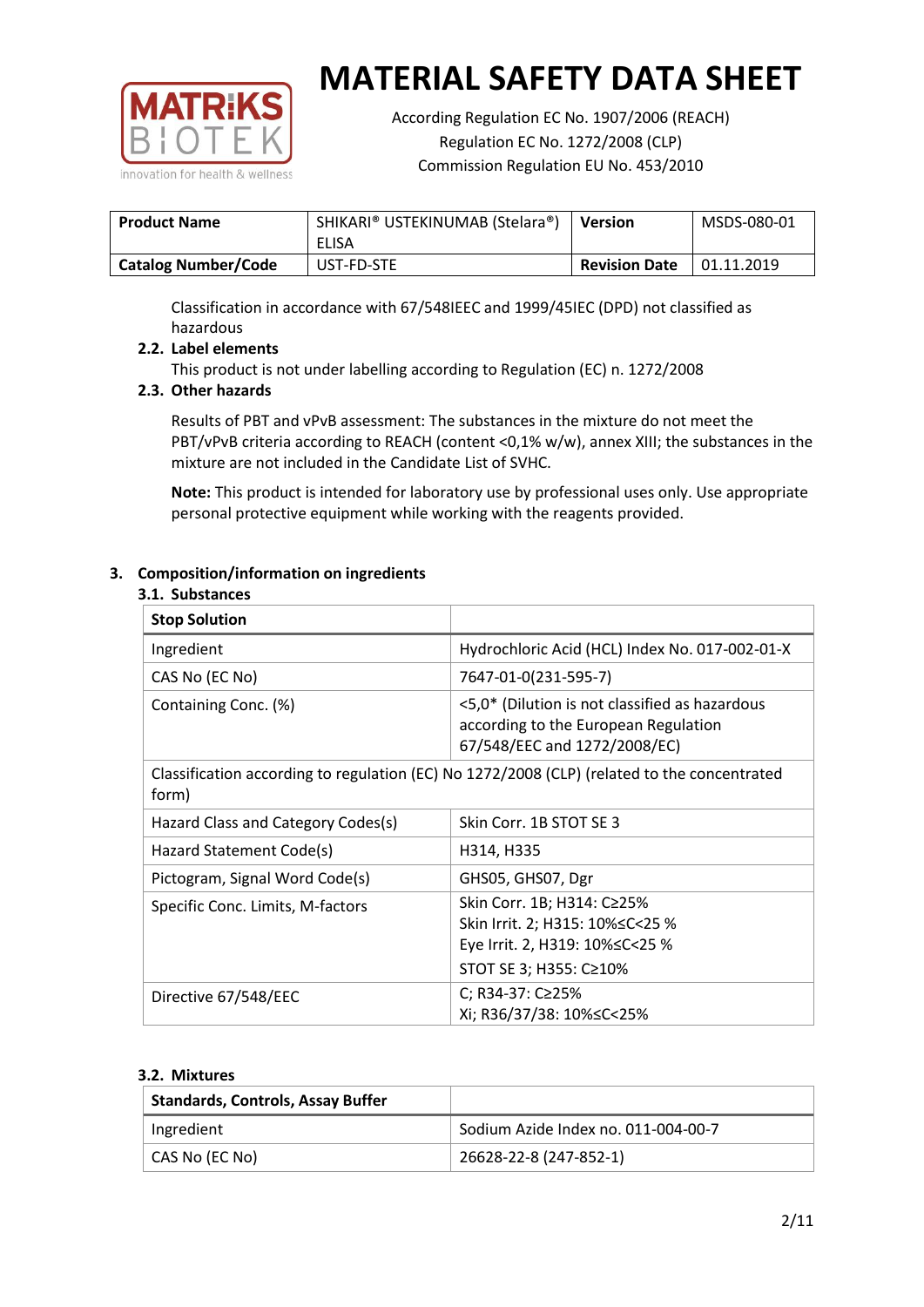# MATERIAL SAFETY DATA SHEET

According Regulation EC No. 1907/2006 (REACH)
Regulation EC No. 1272/2008 (CLP)
Commission Regulation EU No. 453/2010

| **Product Name** | SHIKARI® USTEKINUMAB (Stelara®) ELISA | **Version** | MSDS-080-01 |
|---|---|---|---|
| **Catalog Number/Code** | UST-FD-STE | **Revision Date** | 01.11.2019 |

Classification in accordance with 67/548IEEC and 1999/45IEC (DPD) not classified as hazardous

### 2.2. Label elements

This product is not under labelling according to Regulation (EC) n. 1272/2008

### 2.3. Other hazards

Results of PBT and vPvB assessment: The substances in the mixture do not meet the PBT/vPvB criteria according to REACH (content <0,1% w/w), annex XIII; the substances in the mixture are not included in the Candidate List of SVHC.

**Note:** This product is intended for laboratory use by professional uses only. Use appropriate personal protective equipment while working with the reagents provided.

## 3. Composition/information on ingredients

### 3.1. Substances

| **Stop Solution** | |
|---|---|
| Ingredient | Hydrochloric Acid (HCL) Index No. 017-002-01-X |
| CAS No (EC No) | 7647-01-0(231-595-7) |
| Containing Conc. (%) | <5,0* (Dilution is not classified as hazardous according to the European Regulation 67/548/EEC and 1272/2008/EC) |
| Classification according to regulation (EC) No 1272/2008 (CLP) (related to the concentrated form) | |
| Hazard Class and Category Codes(s) | Skin Corr. 1B STOT SE 3 |
| Hazard Statement Code(s) | H314, H335 |
| Pictogram, Signal Word Code(s) | GHS05, GHS07, Dgr |
| Specific Conc. Limits, M-factors | Skin Corr. 1B; H314: C≥25%<br>Skin Irrit. 2; H315: 10%≤C<25 %<br>Eye Irrit. 2, H319: 10%≤C<25 %<br>STOT SE 3; H355: C≥10% |
| Directive 67/548/EEC | C; R34-37: C≥25%<br>Xi; R36/37/38: 10%≤C<25% |

### 3.2. Mixtures

| **Standards, Controls, Assay Buffer** | |
|---|---|
| Ingredient | Sodium Azide Index no. 011-004-00-7 |
| CAS No (EC No) | 26628-22-8 (247-852-1) |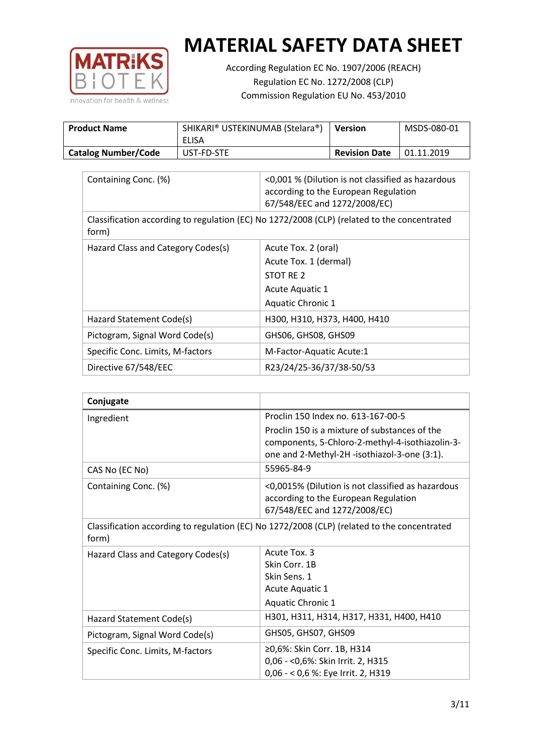# MATERIAL SAFETY DATA SHEET

According Regulation EC No. 1907/2006 (REACH)
Regulation EC No. 1272/2008 (CLP)
Commission Regulation EU No. 453/2010

| **Product Name** | SHIKARI® USTEKINUMAB (Stelara®) ELISA | **Version** | MSDS-080-01 |
|---|---|---|---|
| **Catalog Number/Code** | UST-FD-STE | **Revision Date** | 01.11.2019 |

| | |
|---|---|
| Containing Conc. (%) | <0,001 % (Dilution is not classified as hazardous according to the European Regulation 67/548/EEC and 1272/2008/EC) |
| Classification according to regulation (EC) No 1272/2008 (CLP) (related to the concentrated form) | |
| Hazard Class and Category Codes(s) | Acute Tox. 2 (oral)<br>Acute Tox. 1 (dermal)<br>STOT RE 2<br>Acute Aquatic 1<br>Aquatic Chronic 1 |
| Hazard Statement Code(s) | H300, H310, H373, H400, H410 |
| Pictogram, Signal Word Code(s) | GHS06, GHS08, GHS09 |
| Specific Conc. Limits, M-factors | M-Factor-Aquatic Acute:1 |
| Directive 67/548/EEC | R23/24/25-36/37/38-50/53 |

| **Conjugate** | |
|---|---|
| Ingredient | Proclin 150 Index no. 613-167-00-5<br>Proclin 150 is a mixture of substances of the components, 5-Chloro-2-methyl-4-isothiazolin-3-one and 2-Methyl-2H -isothiazol-3-one (3:1). |
| CAS No (EC No) | 55965-84-9 |
| Containing Conc. (%) | <0,0015% (Dilution is not classified as hazardous according to the European Regulation 67/548/EEC and 1272/2008/EC) |
| Classification according to regulation (EC) No 1272/2008 (CLP) (related to the concentrated form) | |
| Hazard Class and Category Codes(s) | Acute Tox. 3<br>Skin Corr. 1B<br>Skin Sens. 1<br>Acute Aquatic 1<br>Aquatic Chronic 1 |
| Hazard Statement Code(s) | H301, H311, H314, H317, H331, H400, H410 |
| Pictogram, Signal Word Code(s) | GHS05, GHS07, GHS09 |
| Specific Conc. Limits, M-factors | ≥0,6%: Skin Corr. 1B, H314<br>0,06 - <0,6%: Skin Irrit. 2, H315<br>0,06 - < 0,6 %: Eye Irrit. 2, H319 |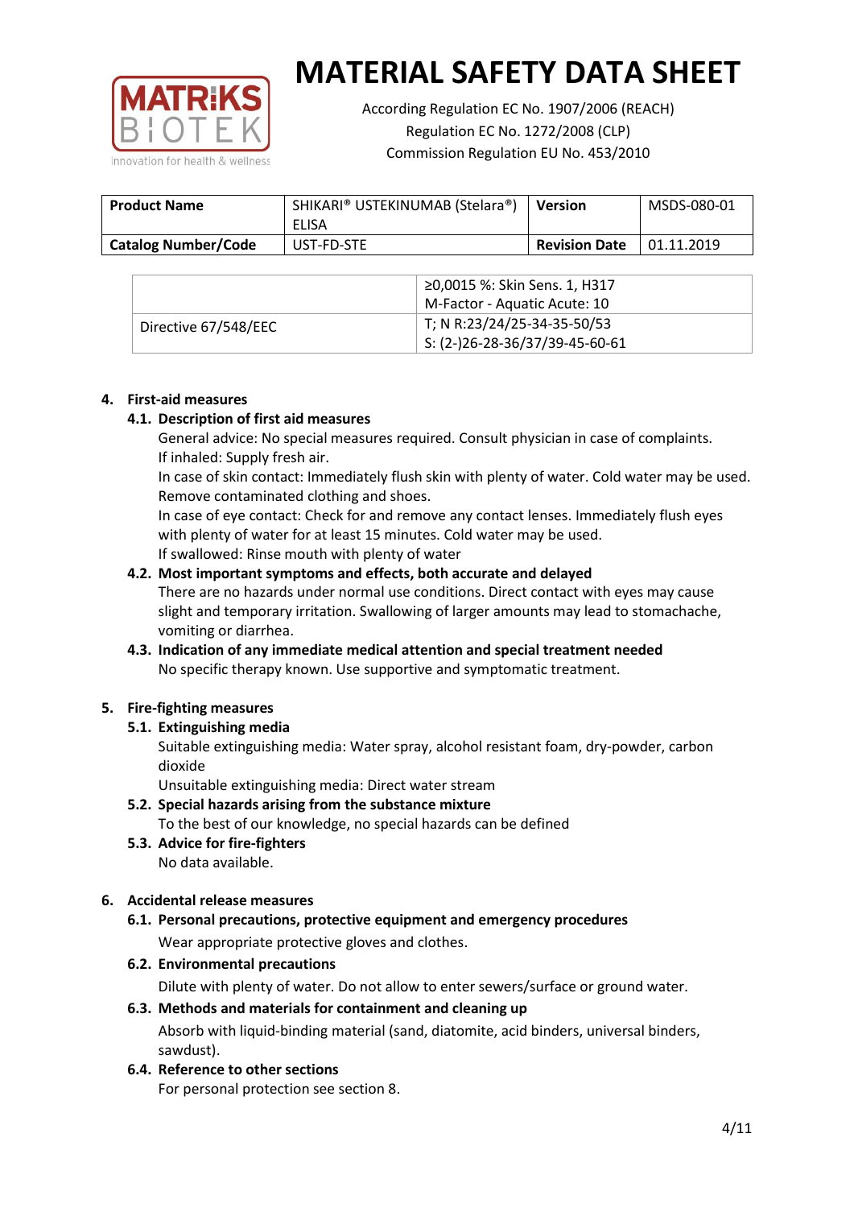# MATERIAL SAFETY DATA SHEET

According Regulation EC No. 1907/2006 (REACH)
Regulation EC No. 1272/2008 (CLP)
Commission Regulation EU No. 453/2010

| **Product Name** | SHIKARI® USTEKINUMAB (Stelara®) ELISA | **Version** | MSDS-080-01 |
|---|---|---|---|
| **Catalog Number/Code** | UST-FD-STE | **Revision Date** | 01.11.2019 |

| | |
|---|---|
| | ≥0,0015 %: Skin Sens. 1, H317<br>M-Factor - Aquatic Acute: 10 |
| Directive 67/548/EEC | T; N R:23/24/25-34-35-50/53<br>S: (2-)26-28-36/37/39-45-60-61 |

## 4. First-aid measures

### 4.1. Description of first aid measures

General advice: No special measures required. Consult physician in case of complaints.
If inhaled: Supply fresh air.
In case of skin contact: Immediately flush skin with plenty of water. Cold water may be used. Remove contaminated clothing and shoes.
In case of eye contact: Check for and remove any contact lenses. Immediately flush eyes with plenty of water for at least 15 minutes. Cold water may be used.
If swallowed: Rinse mouth with plenty of water

### 4.2. Most important symptoms and effects, both accurate and delayed

There are no hazards under normal use conditions. Direct contact with eyes may cause slight and temporary irritation. Swallowing of larger amounts may lead to stomachache, vomiting or diarrhea.

### 4.3. Indication of any immediate medical attention and special treatment needed

No specific therapy known. Use supportive and symptomatic treatment.

## 5. Fire-fighting measures

### 5.1. Extinguishing media

Suitable extinguishing media: Water spray, alcohol resistant foam, dry-powder, carbon dioxide
Unsuitable extinguishing media: Direct water stream

### 5.2. Special hazards arising from the substance mixture

To the best of our knowledge, no special hazards can be defined

### 5.3. Advice for fire-fighters

No data available.

## 6. Accidental release measures

### 6.1. Personal precautions, protective equipment and emergency procedures

Wear appropriate protective gloves and clothes.

### 6.2. Environmental precautions

Dilute with plenty of water. Do not allow to enter sewers/surface or ground water.

### 6.3. Methods and materials for containment and cleaning up

Absorb with liquid-binding material (sand, diatomite, acid binders, universal binders, sawdust).

### 6.4. Reference to other sections

For personal protection see section 8.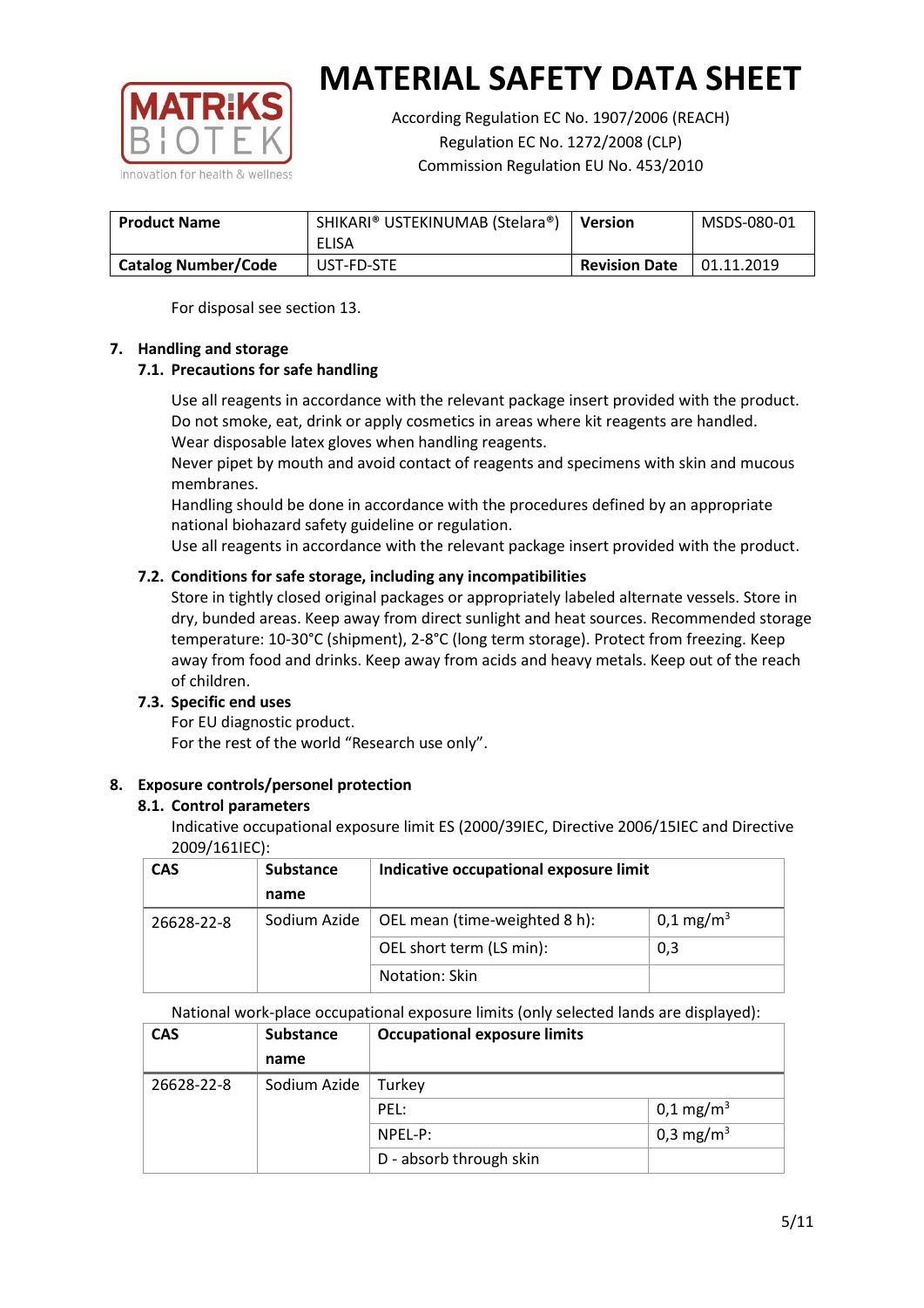For disposal see section 13.

## 7. Handling and storage

### 7.1. Precautions for safe handling

Use all reagents in accordance with the relevant package insert provided with the product.
Do not smoke, eat, drink or apply cosmetics in areas where kit reagents are handled.
Wear disposable latex gloves when handling reagents.
Never pipet by mouth and avoid contact of reagents and specimens with skin and mucous membranes.
Handling should be done in accordance with the procedures defined by an appropriate national biohazard safety guideline or regulation.
Use all reagents in accordance with the relevant package insert provided with the product.

### 7.2. Conditions for safe storage, including any incompatibilities

Store in tightly closed original packages or appropriately labeled alternate vessels. Store in dry, bunded areas. Keep away from direct sunlight and heat sources. Recommended storage temperature: 10-30°C (shipment), 2-8°C (long term storage). Protect from freezing. Keep away from food and drinks. Keep away from acids and heavy metals. Keep out of the reach of children.

### 7.3. Specific end uses

For EU diagnostic product.
For the rest of the world "Research use only".

## 8. Exposure controls/personel protection

### 8.1. Control parameters

Indicative occupational exposure limit ES (2000/39IEC, Directive 2006/15IEC and Directive 2009/161IEC):

| CAS | Substance name | Indicative occupational exposure limit | |
|---|---|---|---|
| 26628-22-8 | Sodium Azide | OEL mean (time-weighted 8 h): | 0,1 mg/m$^3$ |
| | | OEL short term (LS min): | 0,3 |
| | | Notation: Skin | |

National work-place occupational exposure limits (only selected lands are displayed):

| CAS | Substance name | Occupational exposure limits | |
|---|---|---|---|
| 26628-22-8 | Sodium Azide | Turkey | |
| | | PEL: | 0,1 mg/m$^3$ |
| | | NPEL-P: | 0,3 mg/m$^3$ |
| | | D - absorb through skin | |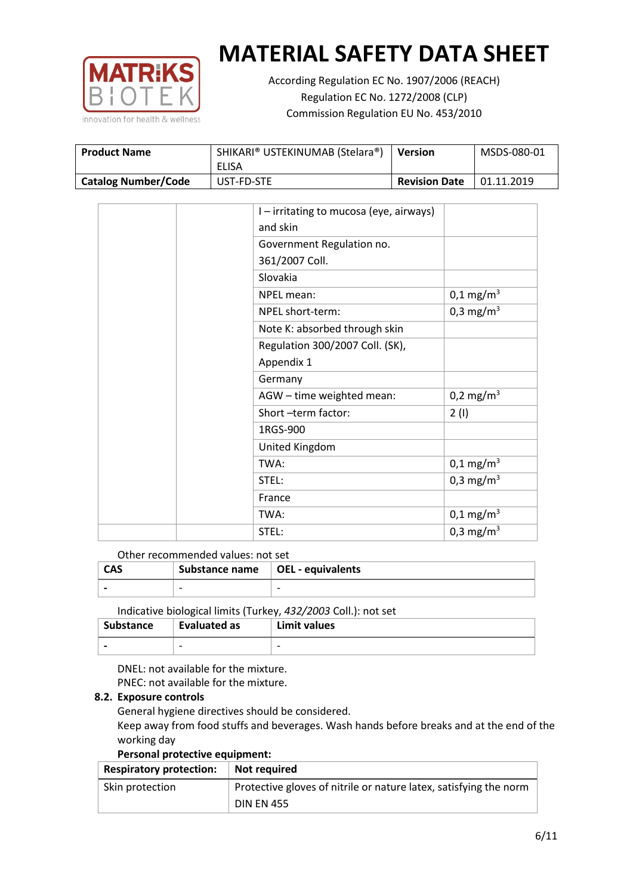| | | | |
|---|---|---|---|
| | | I – irritating to mucosa (eye, airways) and skin | |
| | | Government Regulation no. 361/2007 Coll. | |
| | | Slovakia | |
| | | NPEL mean: | 0,1 mg/m$^3$ |
| | | NPEL short-term: | 0,3 mg/m$^3$ |
| | | Note K: absorbed through skin | |
| | | Regulation 300/2007 Coll. (SK), Appendix 1 | |
| | | Germany | |
| | | AGW – time weighted mean: | 0,2 mg/m$^3$ |
| | | Short –term factor: | 2 (I) |
| | | 1RGS-900 | |
| | | United Kingdom | |
| | | TWA: | 0,1 mg/m$^3$ |
| | | STEL: | 0,3 mg/m$^3$ |
| | | France | |
| | | TWA: | 0,1 mg/m$^3$ |
| | | STEL: | 0,3 mg/m$^3$ |

Other recommended values: not set

| CAS | Substance name | OEL - equivalents |
|---|---|---|
| - | - | - |

Indicative biological limits (Turkey, *432/2003* Coll.): not set

| Substance | Evaluated as | Limit values |
|---|---|---|
| - | - | - |

DNEL: not available for the mixture.
PNEC: not available for the mixture.

### 8.2. Exposure controls

General hygiene directives should be considered.
Keep away from food stuffs and beverages. Wash hands before breaks and at the end of the working day

**Personal protective equipment:**

| Respiratory protection: | Not required |
|---|---|
| Skin protection | Protective gloves of nitrile or nature latex, satisfying the norm DIN EN 455 |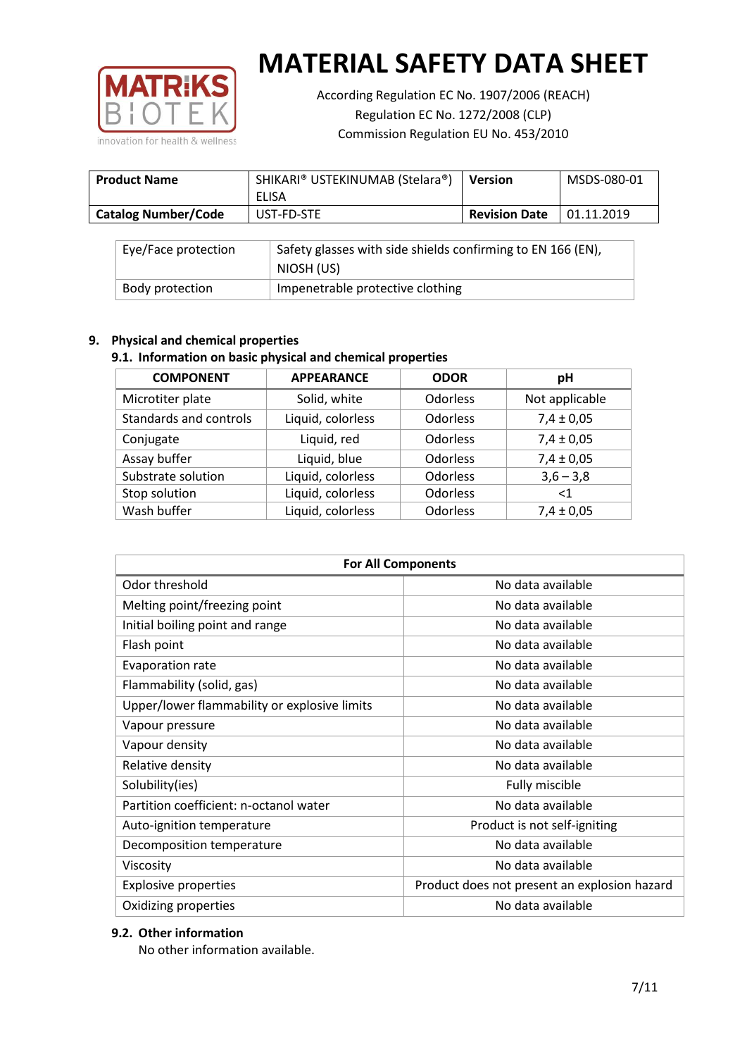# MATERIAL SAFETY DATA SHEET

According Regulation EC No. 1907/2006 (REACH)
Regulation EC No. 1272/2008 (CLP)
Commission Regulation EU No. 453/2010

| **Product Name** | SHIKARI® USTEKINUMAB (Stelara®) ELISA | **Version** | MSDS-080-01 |
|---|---|---|---|
| **Catalog Number/Code** | UST-FD-STE | **Revision Date** | 01.11.2019 |

| | |
|---|---|
| Eye/Face protection | Safety glasses with side shields confirming to EN 166 (EN), NIOSH (US) |
| Body protection | Impenetrable protective clothing |

## 9. Physical and chemical properties

### 9.1. Information on basic physical and chemical properties

| COMPONENT | APPEARANCE | ODOR | pH |
|---|---|---|---|
| Microtiter plate | Solid, white | Odorless | Not applicable |
| Standards and controls | Liquid, colorless | Odorless | 7,4 ± 0,05 |
| Conjugate | Liquid, red | Odorless | 7,4 ± 0,05 |
| Assay buffer | Liquid, blue | Odorless | 7,4 ± 0,05 |
| Substrate solution | Liquid, colorless | Odorless | 3,6 – 3,8 |
| Stop solution | Liquid, colorless | Odorless | <1 |
| Wash buffer | Liquid, colorless | Odorless | 7,4 ± 0,05 |

| **For All Components** | |
|---|---|
| Odor threshold | No data available |
| Melting point/freezing point | No data available |
| Initial boiling point and range | No data available |
| Flash point | No data available |
| Evaporation rate | No data available |
| Flammability (solid, gas) | No data available |
| Upper/lower flammability or explosive limits | No data available |
| Vapour pressure | No data available |
| Vapour density | No data available |
| Relative density | No data available |
| Solubility(ies) | Fully miscible |
| Partition coefficient: n-octanol water | No data available |
| Auto-ignition temperature | Product is not self-igniting |
| Decomposition temperature | No data available |
| Viscosity | No data available |
| Explosive properties | Product does not present an explosion hazard |
| Oxidizing properties | No data available |

### 9.2. Other information

No other information available.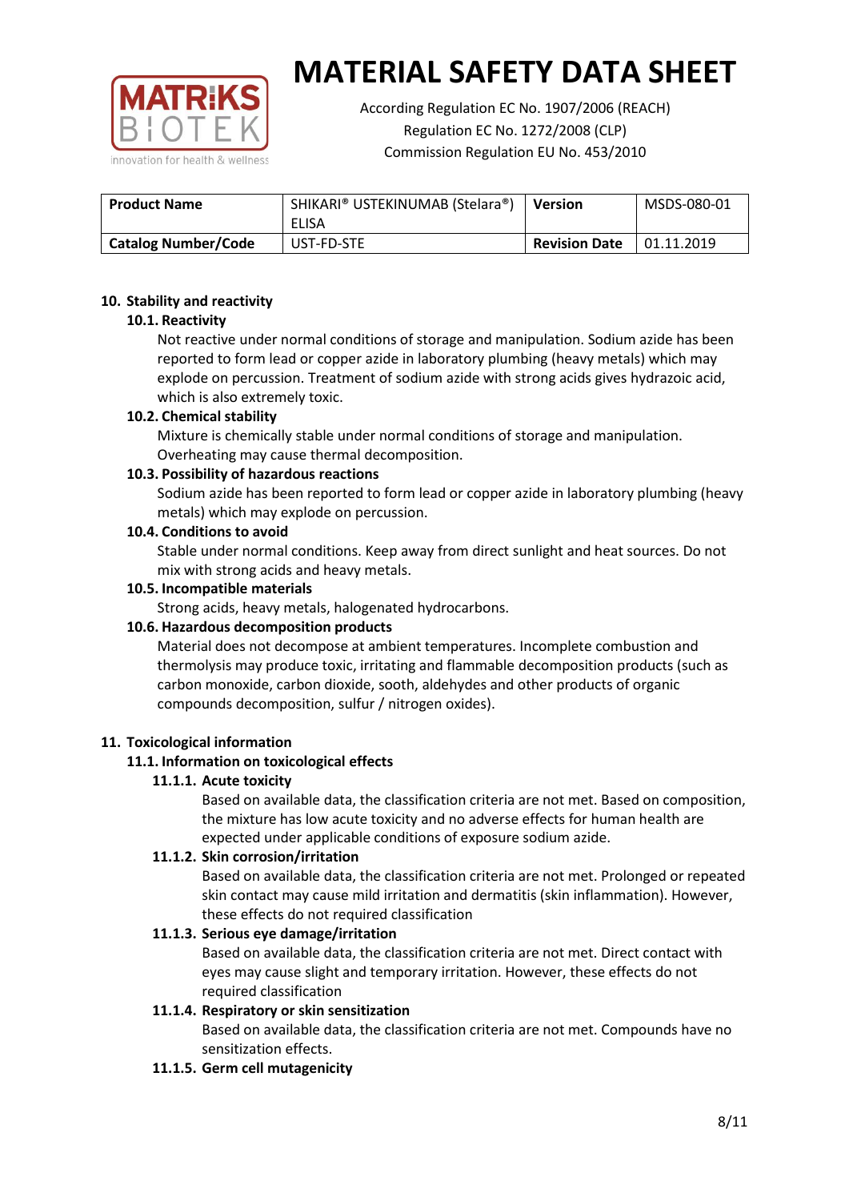# MATERIAL SAFETY DATA SHEET

According Regulation EC No. 1907/2006 (REACH)
Regulation EC No. 1272/2008 (CLP)
Commission Regulation EU No. 453/2010

| Product Name | SHIKARI® USTEKINUMAB (Stelara®) ELISA | Version | MSDS-080-01 |
|---|---|---|---|
| Catalog Number/Code | UST-FD-STE | Revision Date | 01.11.2019 |

## 10. Stability and reactivity

### 10.1. Reactivity

Not reactive under normal conditions of storage and manipulation. Sodium azide has been reported to form lead or copper azide in laboratory plumbing (heavy metals) which may explode on percussion. Treatment of sodium azide with strong acids gives hydrazoic acid, which is also extremely toxic.

### 10.2. Chemical stability

Mixture is chemically stable under normal conditions of storage and manipulation. Overheating may cause thermal decomposition.

### 10.3. Possibility of hazardous reactions

Sodium azide has been reported to form lead or copper azide in laboratory plumbing (heavy metals) which may explode on percussion.

### 10.4. Conditions to avoid

Stable under normal conditions. Keep away from direct sunlight and heat sources. Do not mix with strong acids and heavy metals.

### 10.5. Incompatible materials

Strong acids, heavy metals, halogenated hydrocarbons.

### 10.6. Hazardous decomposition products

Material does not decompose at ambient temperatures. Incomplete combustion and thermolysis may produce toxic, irritating and flammable decomposition products (such as carbon monoxide, carbon dioxide, sooth, aldehydes and other products of organic compounds decomposition, sulfur / nitrogen oxides).

## 11. Toxicological information

### 11.1. Information on toxicological effects

#### 11.1.1. Acute toxicity

Based on available data, the classification criteria are not met. Based on composition, the mixture has low acute toxicity and no adverse effects for human health are expected under applicable conditions of exposure sodium azide.

#### 11.1.2. Skin corrosion/irritation

Based on available data, the classification criteria are not met. Prolonged or repeated skin contact may cause mild irritation and dermatitis (skin inflammation). However, these effects do not required classification

#### 11.1.3. Serious eye damage/irritation

Based on available data, the classification criteria are not met. Direct contact with eyes may cause slight and temporary irritation. However, these effects do not required classification

#### 11.1.4. Respiratory or skin sensitization

Based on available data, the classification criteria are not met. Compounds have no sensitization effects.

#### 11.1.5. Germ cell mutagenicity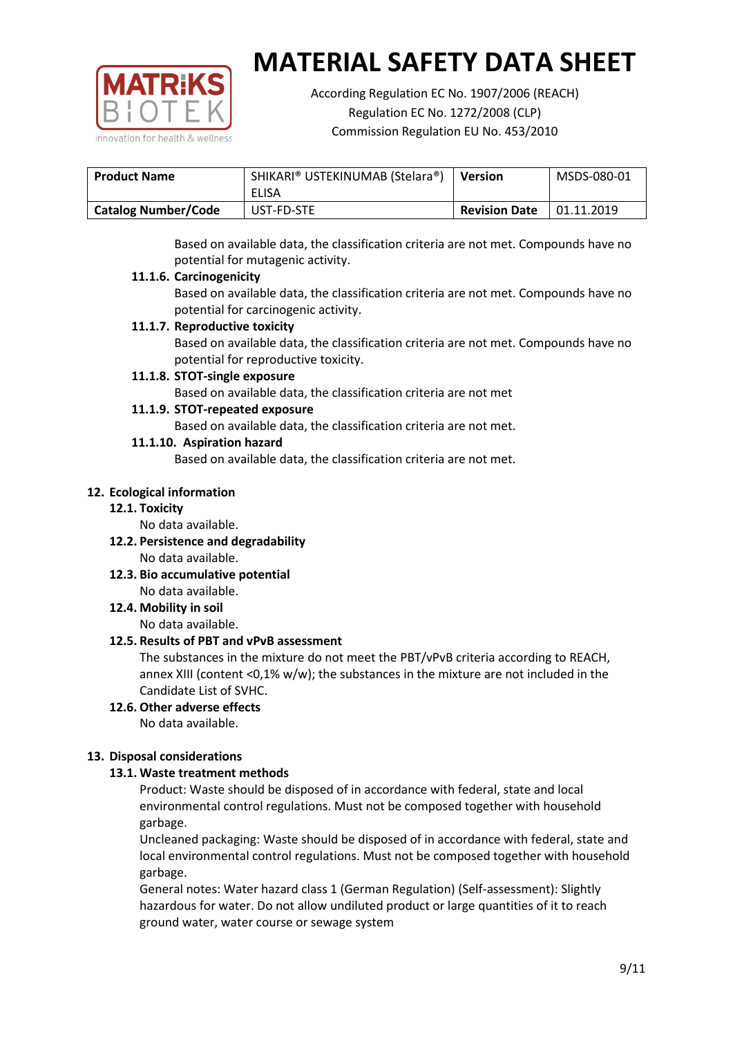Based on available data, the classification criteria are not met. Compounds have no potential for mutagenic activity.

**11.1.6. Carcinogenicity**

Based on available data, the classification criteria are not met. Compounds have no potential for carcinogenic activity.

**11.1.7. Reproductive toxicity**

Based on available data, the classification criteria are not met. Compounds have no potential for reproductive toxicity.

**11.1.8. STOT-single exposure**

Based on available data, the classification criteria are not met

**11.1.9. STOT-repeated exposure**

Based on available data, the classification criteria are not met.

**11.1.10. Aspiration hazard**

Based on available data, the classification criteria are not met.

## 12. Ecological information

### 12.1. Toxicity

No data available.

### 12.2. Persistence and degradability

No data available.

### 12.3. Bio accumulative potential

No data available.

### 12.4. Mobility in soil

No data available.

### 12.5. Results of PBT and vPvB assessment

The substances in the mixture do not meet the PBT/vPvB criteria according to REACH, annex XIII (content <0,1% w/w); the substances in the mixture are not included in the Candidate List of SVHC.

### 12.6. Other adverse effects

No data available.

## 13. Disposal considerations

### 13.1. Waste treatment methods

Product: Waste should be disposed of in accordance with federal, state and local environmental control regulations. Must not be composed together with household garbage.

Uncleaned packaging: Waste should be disposed of in accordance with federal, state and local environmental control regulations. Must not be composed together with household garbage.

General notes: Water hazard class 1 (German Regulation) (Self-assessment): Slightly hazardous for water. Do not allow undiluted product or large quantities of it to reach ground water, water course or sewage system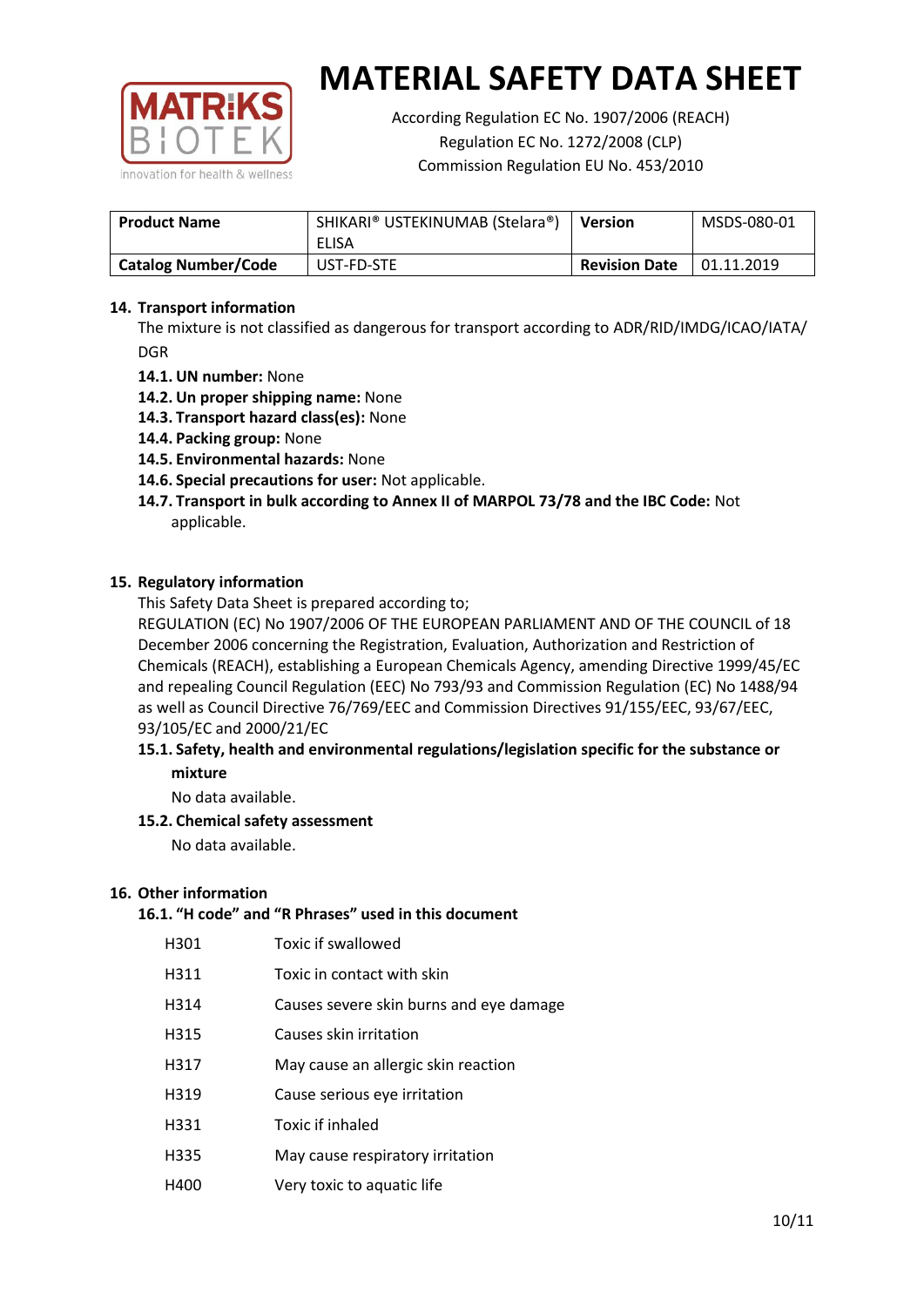# MATERIAL SAFETY DATA SHEET

According Regulation EC No. 1907/2006 (REACH)
Regulation EC No. 1272/2008 (CLP)
Commission Regulation EU No. 453/2010

| **Product Name** | SHIKARI® USTEKINUMAB (Stelara®) ELISA | **Version** | MSDS-080-01 |
|---|---|---|---|
| **Catalog Number/Code** | UST-FD-STE | **Revision Date** | 01.11.2019 |

## 14. Transport information

The mixture is not classified as dangerous for transport according to ADR/RID/IMDG/ICAO/IATA/DGR

- **14.1. UN number:** None
- **14.2. Un proper shipping name:** None
- **14.3. Transport hazard class(es):** None
- **14.4. Packing group:** None
- **14.5. Environmental hazards:** None
- **14.6. Special precautions for user:** Not applicable.
- **14.7. Transport in bulk according to Annex II of MARPOL 73/78 and the IBC Code:** Not applicable.

## 15. Regulatory information

This Safety Data Sheet is prepared according to;

REGULATION (EC) No 1907/2006 OF THE EUROPEAN PARLIAMENT AND OF THE COUNCIL of 18 December 2006 concerning the Registration, Evaluation, Authorization and Restriction of Chemicals (REACH), establishing a European Chemicals Agency, amending Directive 1999/45/EC and repealing Council Regulation (EEC) No 793/93 and Commission Regulation (EC) No 1488/94 as well as Council Directive 76/769/EEC and Commission Directives 91/155/EEC, 93/67/EEC, 93/105/EC and 2000/21/EC

### 15.1. Safety, health and environmental regulations/legislation specific for the substance or mixture

No data available.

### 15.2. Chemical safety assessment

No data available.

## 16. Other information

### 16.1. "H code" and "R Phrases" used in this document

| | |
|---|---|
| H301 | Toxic if swallowed |
| H311 | Toxic in contact with skin |
| H314 | Causes severe skin burns and eye damage |
| H315 | Causes skin irritation |
| H317 | May cause an allergic skin reaction |
| H319 | Cause serious eye irritation |
| H331 | Toxic if inhaled |
| H335 | May cause respiratory irritation |
| H400 | Very toxic to aquatic life |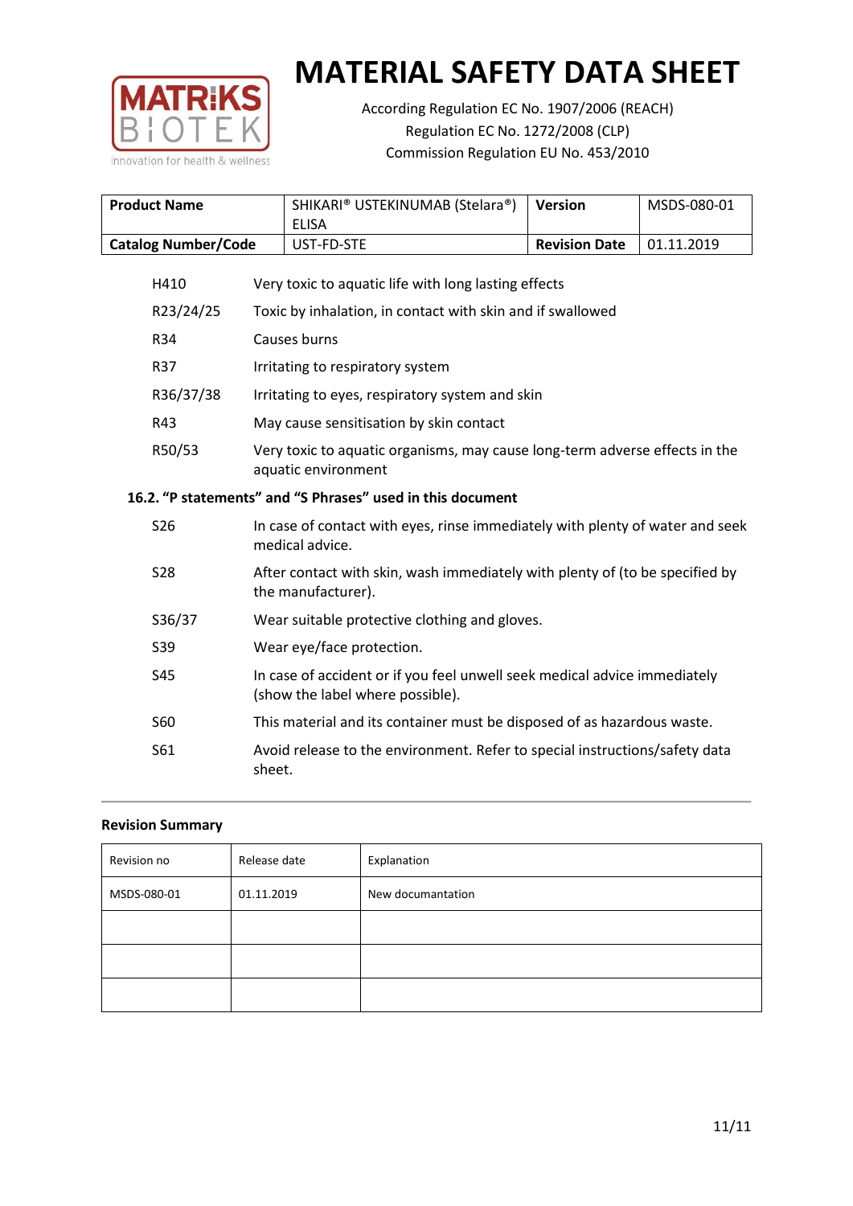| Product Name | SHIKARI® USTEKINUMAB (Stelara®) ELISA | Version | MSDS-080-01 |
|---|---|---|---|
| Catalog Number/Code | UST-FD-STE | Revision Date | 01.11.2019 |

| | |
|---|---|
| H410 | Very toxic to aquatic life with long lasting effects |
| R23/24/25 | Toxic by inhalation, in contact with skin and if swallowed |
| R34 | Causes burns |
| R37 | Irritating to respiratory system |
| R36/37/38 | Irritating to eyes, respiratory system and skin |
| R43 | May cause sensitisation by skin contact |
| R50/53 | Very toxic to aquatic organisms, may cause long-term adverse effects in the aquatic environment |

### 16.2. "P statements" and "S Phrases" used in this document

| | |
|---|---|
| S26 | In case of contact with eyes, rinse immediately with plenty of water and seek medical advice. |
| S28 | After contact with skin, wash immediately with plenty of (to be specified by the manufacturer). |
| S36/37 | Wear suitable protective clothing and gloves. |
| S39 | Wear eye/face protection. |
| S45 | In case of accident or if you feel unwell seek medical advice immediately (show the label where possible). |
| S60 | This material and its container must be disposed of as hazardous waste. |
| S61 | Avoid release to the environment. Refer to special instructions/safety data sheet. |

**Revision Summary**

| Revision no | Release date | Explanation |
|---|---|---|
| MSDS-080-01 | 01.11.2019 | New documantation |
| | | |
| | | |
| | | |